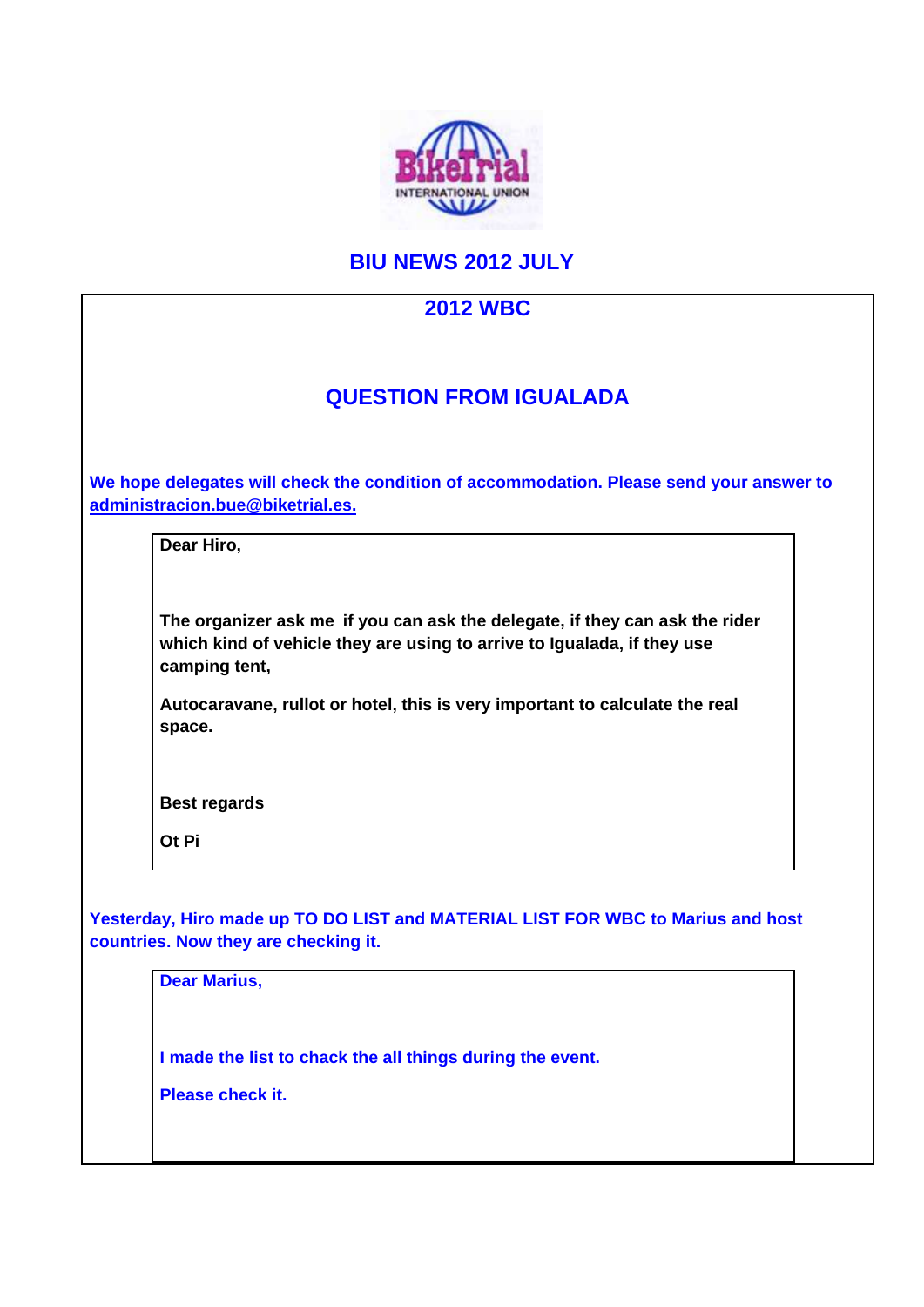# BIU NEWS 2012 JULY

## 2012 WBC

## QUESTION FROM IGUALADA

**We hope delegates will check the condition of accommodation. Please send your answer to administracion.bue@biketrial.es.**

> **Dear Hiro,**
>
> **The organizer ask me if you can ask the delegate, if they can ask the rider which kind of vehicle they are using to arrive to Igualada, if they use camping tent,**
>
> **Autocaravane, rullot or hotel, this is very important to calculate the real space.**
>
> **Best regards**
>
> **Ot Pi**

**Yesterday, Hiro made up TO DO LIST and MATERIAL LIST FOR WBC to Marius and host countries. Now they are checking it.**

> **Dear Marius,**
>
> **I made the list to chack the all things during the event.**
>
> **Please check it.**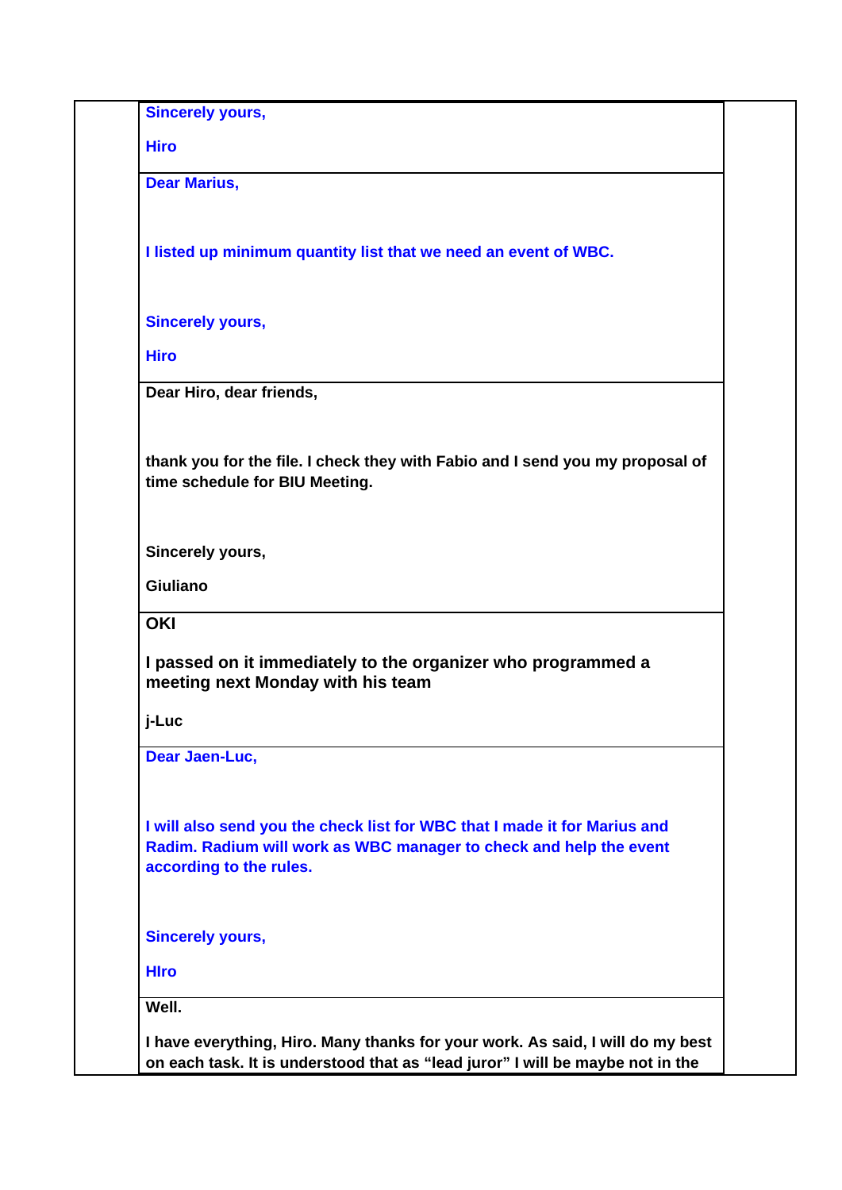**Sincerely yours,**

**Hiro**

**Dear Marius,**

**I listed up minimum quantity list that we need an event of WBC.**

**Sincerely yours,**

**Hiro**

**Dear Hiro, dear friends,**

**thank you for the file. I check they with Fabio and I send you my proposal of time schedule for BIU Meeting.**

**Sincerely yours,**

**Giuliano**

**OKI**

**I passed on it immediately to the organizer who programmed a meeting next Monday with his team**

**j-Luc**

**Dear Jaen-Luc,**

**I will also send you the check list for WBC that I made it for Marius and Radim. Radium will work as WBC manager to check and help the event according to the rules.**

**Sincerely yours,**

**HIro**

**Well.**

**I have everything, Hiro. Many thanks for your work. As said, I will do my best on each task. It is understood that as "lead juror" I will be maybe not in the**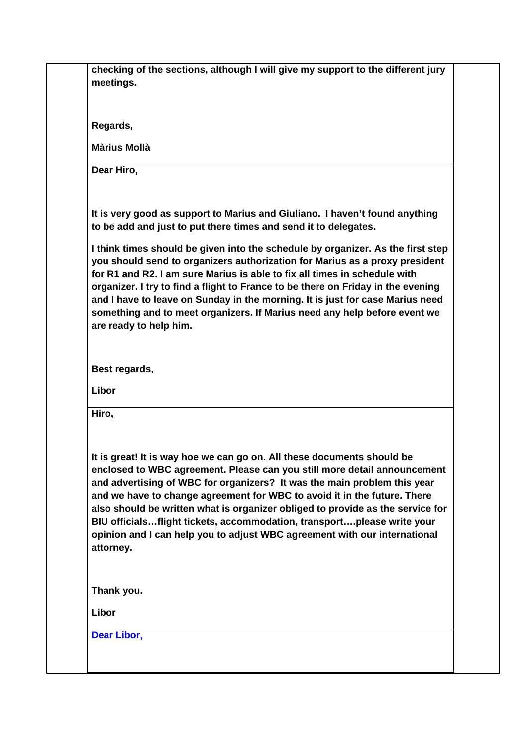**checking of the sections, although I will give my support to the different jury meetings.**

**Regards,**

**Màrius Mollà**

**Dear Hiro,**

**It is very good as support to Marius and Giuliano. I haven't found anything to be add and just to put there times and send it to delegates.**

**I think times should be given into the schedule by organizer. As the first step you should send to organizers authorization for Marius as a proxy president for R1 and R2. I am sure Marius is able to fix all times in schedule with organizer. I try to find a flight to France to be there on Friday in the evening and I have to leave on Sunday in the morning. It is just for case Marius need something and to meet organizers. If Marius need any help before event we are ready to help him.**

**Best regards,**

**Libor**

**Hiro,**

**It is great! It is way hoe we can go on. All these documents should be enclosed to WBC agreement. Please can you still more detail announcement and advertising of WBC for organizers? It was the main problem this year and we have to change agreement for WBC to avoid it in the future. There also should be written what is organizer obliged to provide as the service for BIU officials…flight tickets, accommodation, transport….please write your opinion and I can help you to adjust WBC agreement with our international attorney.**

**Thank you.**

**Libor**

**Dear Libor,**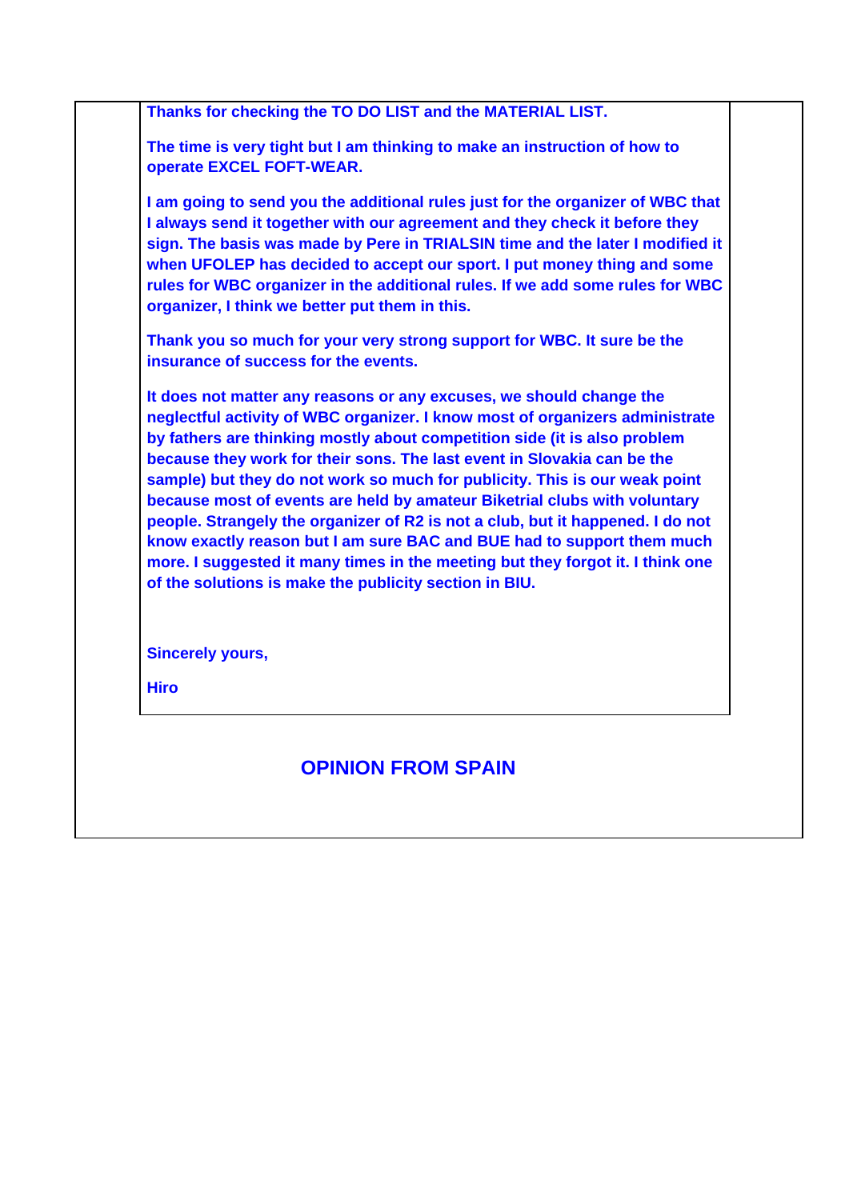**Thanks for checking the TO DO LIST and the MATERIAL LIST.**

**The time is very tight but I am thinking to make an instruction of how to operate EXCEL FOFT-WEAR.**

**I am going to send you the additional rules just for the organizer of WBC that I always send it together with our agreement and they check it before they sign. The basis was made by Pere in TRIALSIN time and the later I modified it when UFOLEP has decided to accept our sport. I put money thing and some rules for WBC organizer in the additional rules. If we add some rules for WBC organizer, I think we better put them in this.**

**Thank you so much for your very strong support for WBC. It sure be the insurance of success for the events.**

**It does not matter any reasons or any excuses, we should change the neglectful activity of WBC organizer. I know most of organizers administrate by fathers are thinking mostly about competition side (it is also problem because they work for their sons. The last event in Slovakia can be the sample) but they do not work so much for publicity. This is our weak point because most of events are held by amateur Biketrial clubs with voluntary people. Strangely the organizer of R2 is not a club, but it happened. I do not know exactly reason but I am sure BAC and BUE had to support them much more. I suggested it many times in the meeting but they forgot it. I think one of the solutions is make the publicity section in BIU.**

**Sincerely yours,**

**Hiro**

## OPINION FROM SPAIN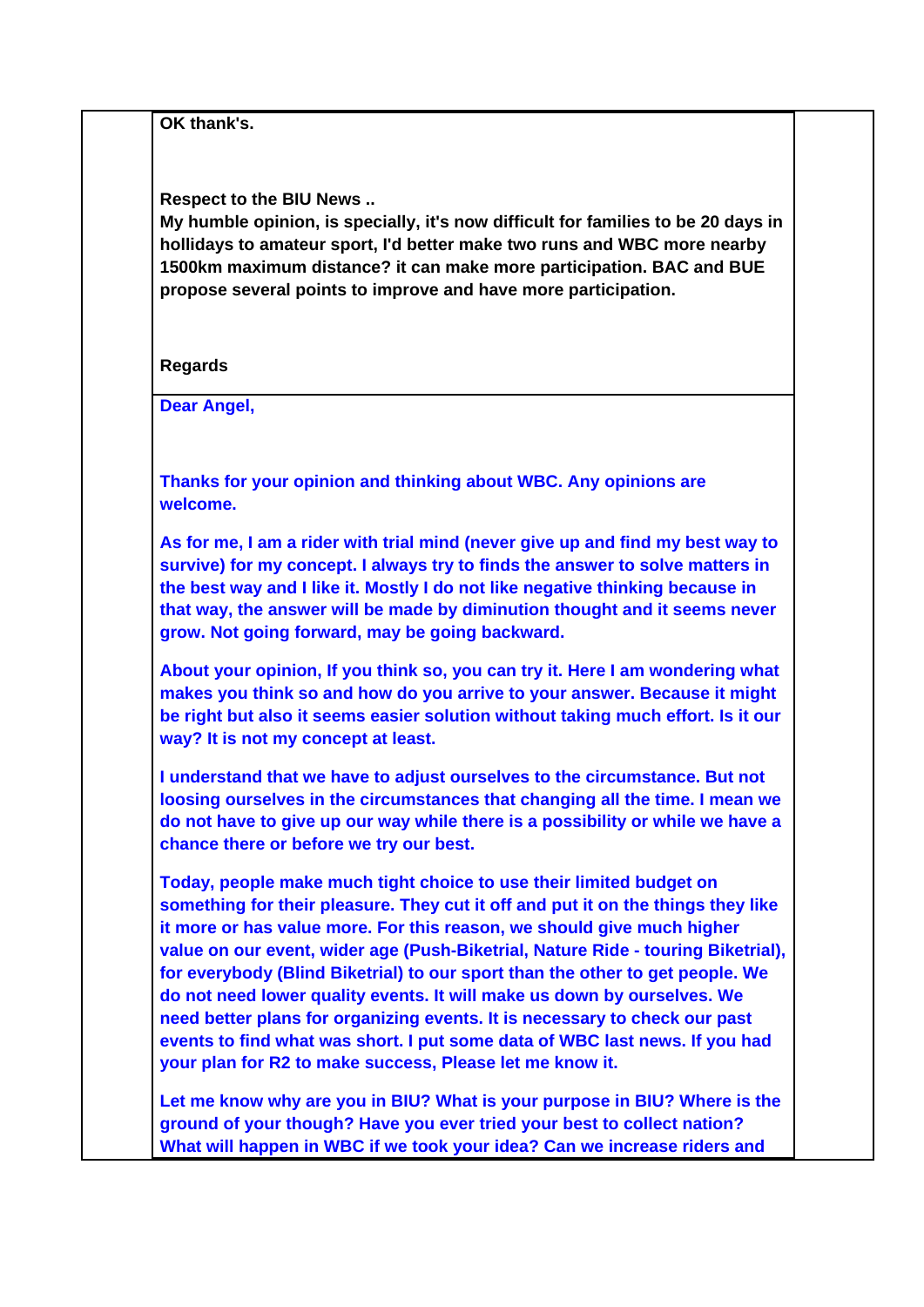**OK thank's.**

**Respect to the BIU News ..**
**My humble opinion, is specially, it's now difficult for families to be 20 days in hollidays to amateur sport, I'd better make two runs and WBC more nearby 1500km maximum distance? it can make more participation. BAC and BUE propose several points to improve and have more participation.**

**Regards**

---

**Dear Angel,**

**Thanks for your opinion and thinking about WBC. Any opinions are welcome.**

**As for me, I am a rider with trial mind (never give up and find my best way to survive) for my concept. I always try to finds the answer to solve matters in the best way and I like it. Mostly I do not like negative thinking because in that way, the answer will be made by diminution thought and it seems never grow. Not going forward, may be going backward.**

**About your opinion, If you think so, you can try it. Here I am wondering what makes you think so and how do you arrive to your answer. Because it might be right but also it seems easier solution without taking much effort. Is it our way? It is not my concept at least.**

**I understand that we have to adjust ourselves to the circumstance. But not loosing ourselves in the circumstances that changing all the time. I mean we do not have to give up our way while there is a possibility or while we have a chance there or before we try our best.**

**Today, people make much tight choice to use their limited budget on something for their pleasure. They cut it off and put it on the things they like it more or has value more. For this reason, we should give much higher value on our event, wider age (Push-Biketrial, Nature Ride - touring Biketrial), for everybody (Blind Biketrial) to our sport than the other to get people. We do not need lower quality events. It will make us down by ourselves. We need better plans for organizing events. It is necessary to check our past events to find what was short. I put some data of WBC last news. If you had your plan for R2 to make success, Please let me know it.**

**Let me know why are you in BIU? What is your purpose in BIU? Where is the ground of your though? Have you ever tried your best to collect nation? What will happen in WBC if we took your idea? Can we increase riders and**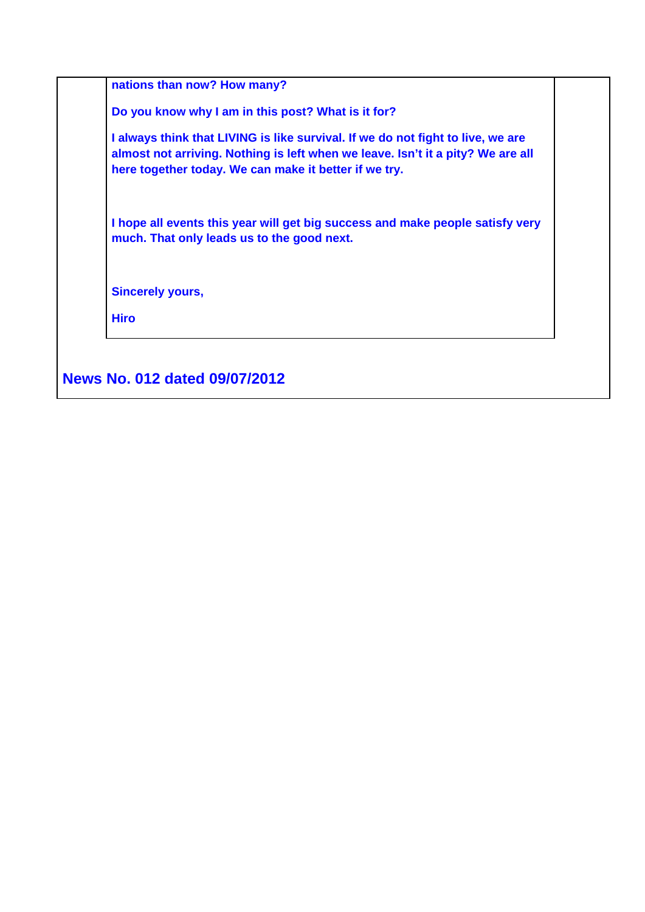**nations than now? How many?**

**Do you know why I am in this post? What is it for?**

**I always think that LIVING is like survival. If we do not fight to live, we are almost not arriving. Nothing is left when we leave. Isn't it a pity? We are all here together today. We can make it better if we try.**

**I hope all events this year will get big success and make people satisfy very much. That only leads us to the good next.**

**Sincerely yours,**

**Hiro**

## News No. 012 dated 09/07/2012